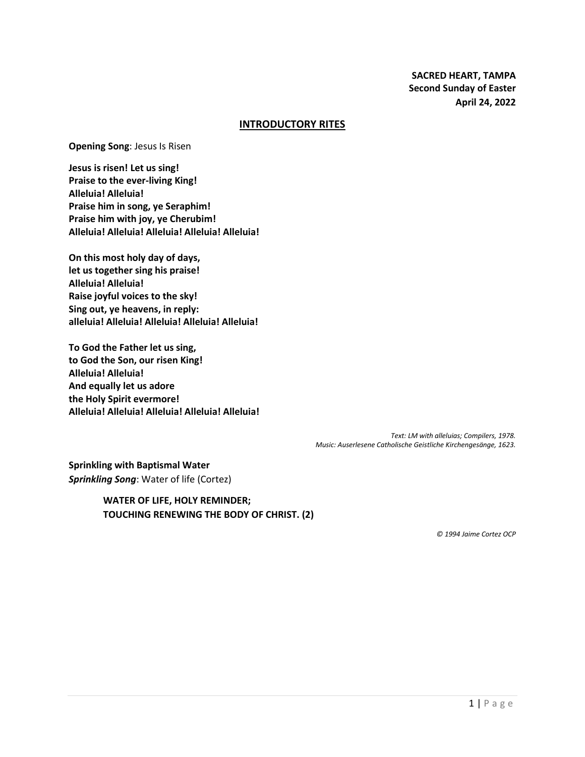**SACRED HEART, TAMPA**
**Second Sunday of Easter**
**April 24, 2022**

## INTRODUCTORY RITES

**Opening Song**: Jesus Is Risen

**Jesus is risen! Let us sing!**
**Praise to the ever-living King!**
**Alleluia! Alleluia!**
**Praise him in song, ye Seraphim!**
**Praise him with joy, ye Cherubim!**
**Alleluia! Alleluia! Alleluia! Alleluia! Alleluia!**

**On this most holy day of days,**
**let us together sing his praise!**
**Alleluia! Alleluia!**
**Raise joyful voices to the sky!**
**Sing out, ye heavens, in reply:**
**alleluia! Alleluia! Alleluia! Alleluia! Alleluia!**

**To God the Father let us sing,**
**to God the Son, our risen King!**
**Alleluia! Alleluia!**
**And equally let us adore**
**the Holy Spirit evermore!**
**Alleluia! Alleluia! Alleluia! Alleluia! Alleluia!**

*Text: LM with alleluias; Compilers, 1978.*
*Music: Auserlesene Catholische Geistliche Kirchengesänge, 1623.*

**Sprinkling with Baptismal Water**
***Sprinkling Song***: Water of life (Cortez)

> **WATER OF LIFE, HOLY REMINDER;**
> **TOUCHING RENEWING THE BODY OF CHRIST. (2)**

*© 1994 Jaime Cortez OCP*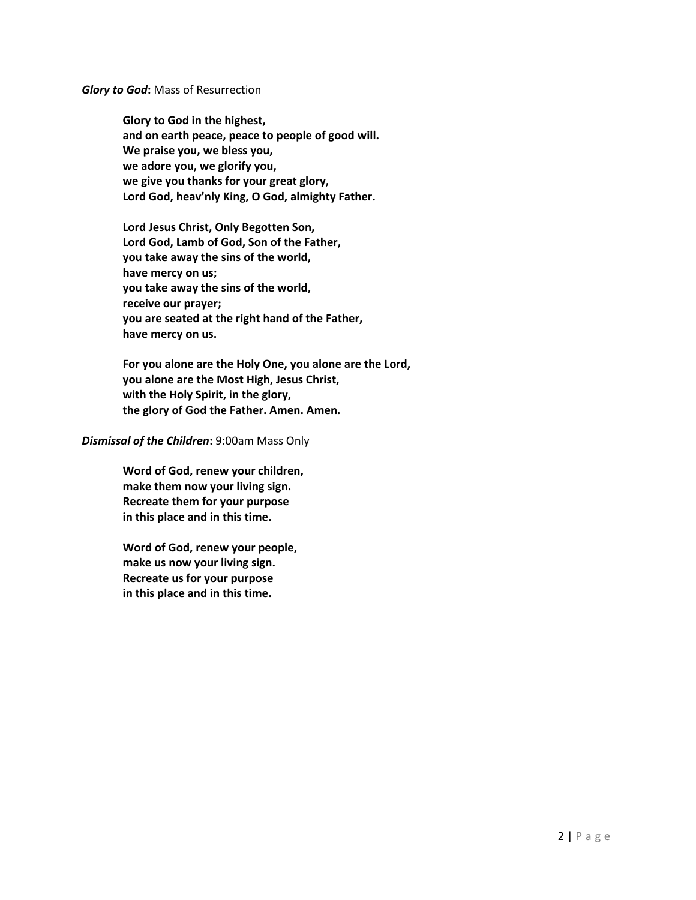***Glory to God*:** Mass of Resurrection

**Glory to God in the highest,**
**and on earth peace, peace to people of good will.**
**We praise you, we bless you,**
**we adore you, we glorify you,**
**we give you thanks for your great glory,**
**Lord God, heav'nly King, O God, almighty Father.**

**Lord Jesus Christ, Only Begotten Son,**
**Lord God, Lamb of God, Son of the Father,**
**you take away the sins of the world,**
**have mercy on us;**
**you take away the sins of the world,**
**receive our prayer;**
**you are seated at the right hand of the Father,**
**have mercy on us.**

**For you alone are the Holy One, you alone are the Lord,**
**you alone are the Most High, Jesus Christ,**
**with the Holy Spirit, in the glory,**
**the glory of God the Father. Amen. Amen.**

***Dismissal of the Children*:** 9:00am Mass Only

**Word of God, renew your children,**
**make them now your living sign.**
**Recreate them for your purpose**
**in this place and in this time.**

**Word of God, renew your people,**
**make us now your living sign.**
**Recreate us for your purpose**
**in this place and in this time.**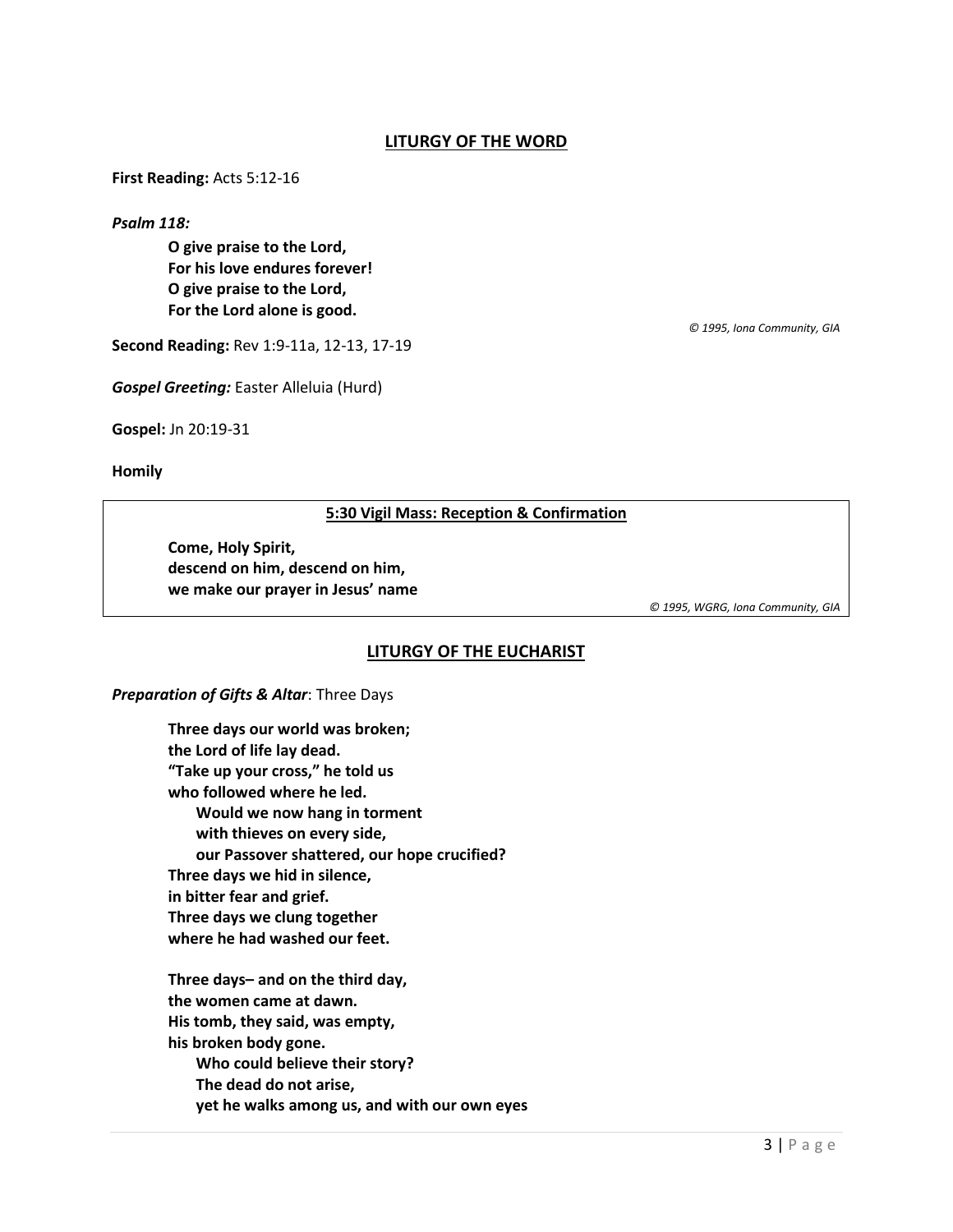## LITURGY OF THE WORD

**First Reading:** Acts 5:12-16

***Psalm 118:***

**O give praise to the Lord,**
**For his love endures forever!**
**O give praise to the Lord,**
**For the Lord alone is good.**

*© 1995, Iona Community, GIA*

**Second Reading:** Rev 1:9-11a, 12-13, 17-19

***Gospel Greeting:*** Easter Alleluia (Hurd)

**Gospel:** Jn 20:19-31

**Homily**

---

**5:30 Vigil Mass: Reception & Confirmation**

**Come, Holy Spirit,**
**descend on him, descend on him,**
**we make our prayer in Jesus' name**

*© 1995, WGRG, Iona Community, GIA*

---

## LITURGY OF THE EUCHARIST

***Preparation of Gifts & Altar***: Three Days

**Three days our world was broken;**
**the Lord of life lay dead.**
**"Take up your cross," he told us**
**who followed where he led.**
**Would we now hang in torment**
**with thieves on every side,**
**our Passover shattered, our hope crucified?**
**Three days we hid in silence,**
**in bitter fear and grief.**
**Three days we clung together**
**where he had washed our feet.**

**Three days– and on the third day,**
**the women came at dawn.**
**His tomb, they said, was empty,**
**his broken body gone.**
**Who could believe their story?**
**The dead do not arise,**
**yet he walks among us, and with our own eyes**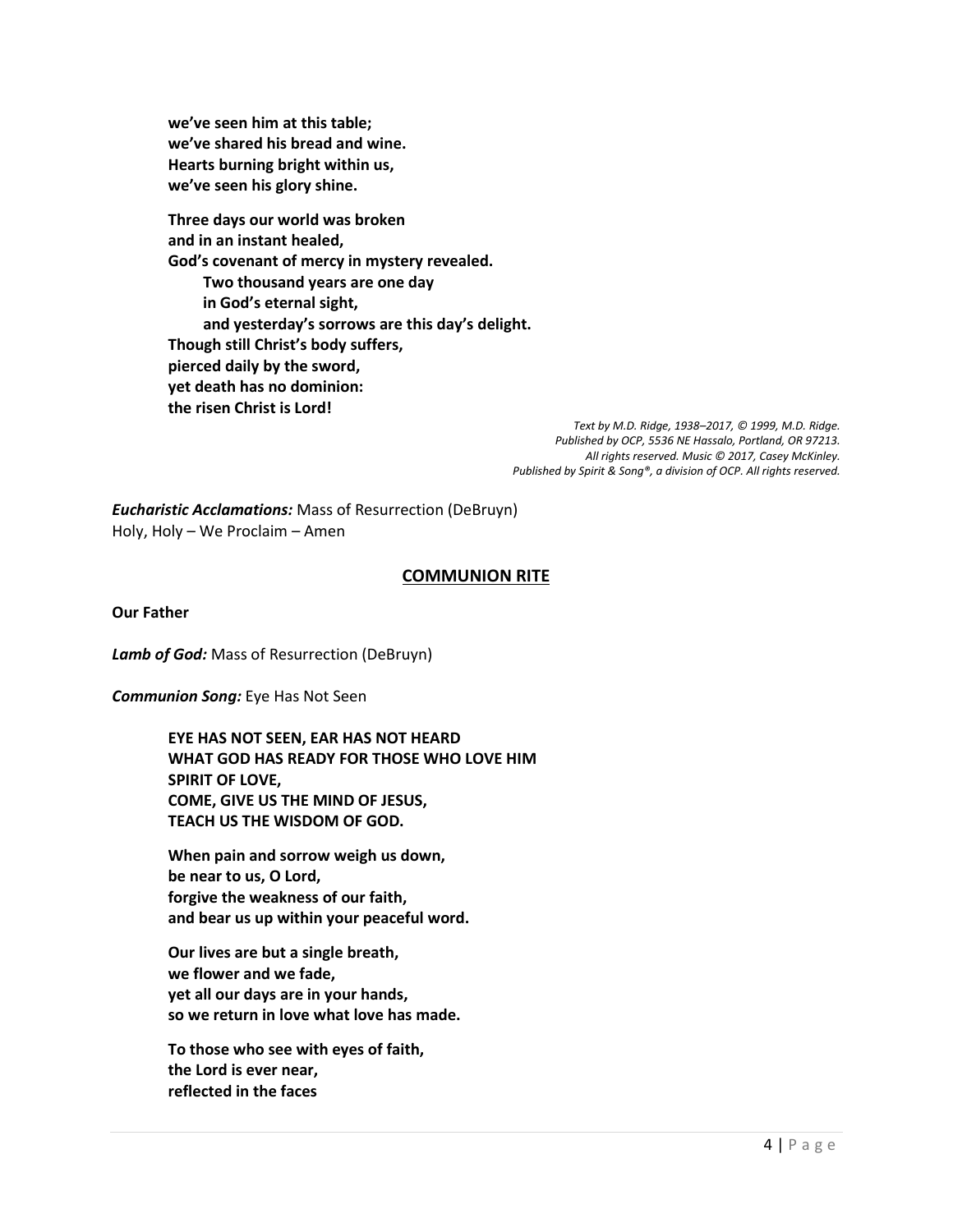**we've seen him at this table;**
**we've shared his bread and wine.**
**Hearts burning bright within us,**
**we've seen his glory shine.**

**Three days our world was broken**
**and in an instant healed,**
**God's covenant of mercy in mystery revealed.**
  **Two thousand years are one day**
  **in God's eternal sight,**
  **and yesterday's sorrows are this day's delight.**
**Though still Christ's body suffers,**
**pierced daily by the sword,**
**yet death has no dominion:**
**the risen Christ is Lord!**

*Text by M.D. Ridge, 1938–2017, © 1999, M.D. Ridge.*
*Published by OCP, 5536 NE Hassalo, Portland, OR 97213.*
*All rights reserved. Music © 2017, Casey McKinley.*
*Published by Spirit & Song®, a division of OCP. All rights reserved.*

***Eucharistic Acclamations:*** Mass of Resurrection (DeBruyn)
Holy, Holy – We Proclaim – Amen

## COMMUNION RITE

**Our Father**

***Lamb of God:*** Mass of Resurrection (DeBruyn)

***Communion Song:*** Eye Has Not Seen

**EYE HAS NOT SEEN, EAR HAS NOT HEARD**
**WHAT GOD HAS READY FOR THOSE WHO LOVE HIM**
**SPIRIT OF LOVE,**
**COME, GIVE US THE MIND OF JESUS,**
**TEACH US THE WISDOM OF GOD.**

**When pain and sorrow weigh us down,**
**be near to us, O Lord,**
**forgive the weakness of our faith,**
**and bear us up within your peaceful word.**

**Our lives are but a single breath,**
**we flower and we fade,**
**yet all our days are in your hands,**
**so we return in love what love has made.**

**To those who see with eyes of faith,**
**the Lord is ever near,**
**reflected in the faces**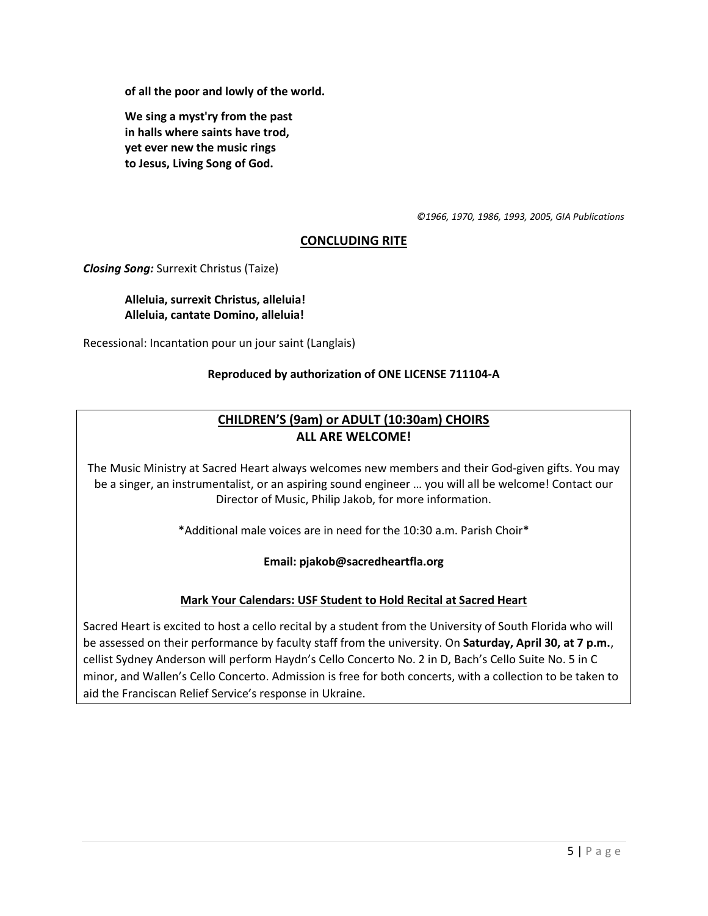**of all the poor and lowly of the world.**

**We sing a myst'ry from the past**
**in halls where saints have trod,**
**yet ever new the music rings**
**to Jesus, Living Song of God.**

*©1966, 1970, 1986, 1993, 2005, GIA Publications*

## CONCLUDING RITE

***Closing Song:*** Surrexit Christus (Taize)

**Alleluia, surrexit Christus, alleluia!**
**Alleluia, cantate Domino, alleluia!**

Recessional: Incantation pour un jour saint (Langlais)

**Reproduced by authorization of ONE LICENSE 711104-A**

## CHILDREN'S (9am) or ADULT (10:30am) CHOIRS
## ALL ARE WELCOME!

The Music Ministry at Sacred Heart always welcomes new members and their God-given gifts. You may be a singer, an instrumentalist, or an aspiring sound engineer … you will all be welcome! Contact our Director of Music, Philip Jakob, for more information.

*Additional male voices are in need for the 10:30 a.m. Parish Choir*

**Email: pjakob@sacredheartfla.org**

### Mark Your Calendars: USF Student to Hold Recital at Sacred Heart

Sacred Heart is excited to host a cello recital by a student from the University of South Florida who will be assessed on their performance by faculty staff from the university. On **Saturday, April 30, at 7 p.m.**, cellist Sydney Anderson will perform Haydn's Cello Concerto No. 2 in D, Bach's Cello Suite No. 5 in C minor, and Wallen's Cello Concerto. Admission is free for both concerts, with a collection to be taken to aid the Franciscan Relief Service's response in Ukraine.